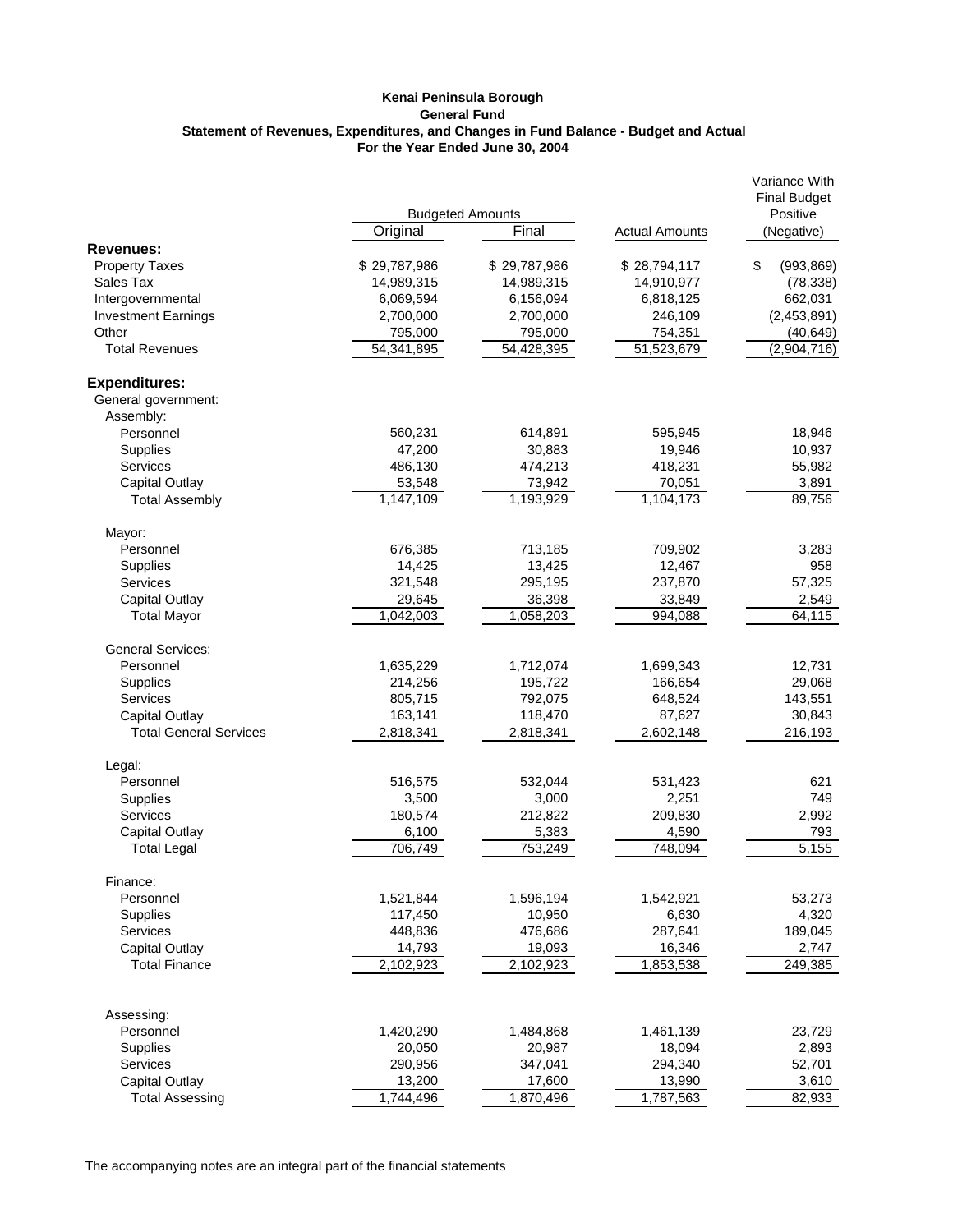**Kenai Peninsula Borough**
**General Fund**
**Statement of Revenues, Expenditures, and Changes in Fund Balance - Budget and Actual**
**For the Year Ended June 30, 2004**

| | Budgeted Amounts | | | Variance With Final Budget Positive |
|---|---|---|---|---|
| | Original | Final | Actual Amounts | (Negative) |
| **Revenues:** | | | | |
| Property Taxes | $ 29,787,986 | $ 29,787,986 | $ 28,794,117 | $ (993,869) |
| Sales Tax | 14,989,315 | 14,989,315 | 14,910,977 | (78,338) |
| Intergovernmental | 6,069,594 | 6,156,094 | 6,818,125 | 662,031 |
| Investment Earnings | 2,700,000 | 2,700,000 | 246,109 | (2,453,891) |
| Other | 795,000 | 795,000 | 754,351 | (40,649) |
| Total Revenues | 54,341,895 | 54,428,395 | 51,523,679 | (2,904,716) |
| **Expenditures:** | | | | |
| General government: | | | | |
| Assembly: | | | | |
| Personnel | 560,231 | 614,891 | 595,945 | 18,946 |
| Supplies | 47,200 | 30,883 | 19,946 | 10,937 |
| Services | 486,130 | 474,213 | 418,231 | 55,982 |
| Capital Outlay | 53,548 | 73,942 | 70,051 | 3,891 |
| Total Assembly | 1,147,109 | 1,193,929 | 1,104,173 | 89,756 |
| Mayor: | | | | |
| Personnel | 676,385 | 713,185 | 709,902 | 3,283 |
| Supplies | 14,425 | 13,425 | 12,467 | 958 |
| Services | 321,548 | 295,195 | 237,870 | 57,325 |
| Capital Outlay | 29,645 | 36,398 | 33,849 | 2,549 |
| Total Mayor | 1,042,003 | 1,058,203 | 994,088 | 64,115 |
| General Services: | | | | |
| Personnel | 1,635,229 | 1,712,074 | 1,699,343 | 12,731 |
| Supplies | 214,256 | 195,722 | 166,654 | 29,068 |
| Services | 805,715 | 792,075 | 648,524 | 143,551 |
| Capital Outlay | 163,141 | 118,470 | 87,627 | 30,843 |
| Total General Services | 2,818,341 | 2,818,341 | 2,602,148 | 216,193 |
| Legal: | | | | |
| Personnel | 516,575 | 532,044 | 531,423 | 621 |
| Supplies | 3,500 | 3,000 | 2,251 | 749 |
| Services | 180,574 | 212,822 | 209,830 | 2,992 |
| Capital Outlay | 6,100 | 5,383 | 4,590 | 793 |
| Total Legal | 706,749 | 753,249 | 748,094 | 5,155 |
| Finance: | | | | |
| Personnel | 1,521,844 | 1,596,194 | 1,542,921 | 53,273 |
| Supplies | 117,450 | 10,950 | 6,630 | 4,320 |
| Services | 448,836 | 476,686 | 287,641 | 189,045 |
| Capital Outlay | 14,793 | 19,093 | 16,346 | 2,747 |
| Total Finance | 2,102,923 | 2,102,923 | 1,853,538 | 249,385 |
| Assessing: | | | | |
| Personnel | 1,420,290 | 1,484,868 | 1,461,139 | 23,729 |
| Supplies | 20,050 | 20,987 | 18,094 | 2,893 |
| Services | 290,956 | 347,041 | 294,340 | 52,701 |
| Capital Outlay | 13,200 | 17,600 | 13,990 | 3,610 |
| Total Assessing | 1,744,496 | 1,870,496 | 1,787,563 | 82,933 |

The accompanying notes are an integral part of the financial statements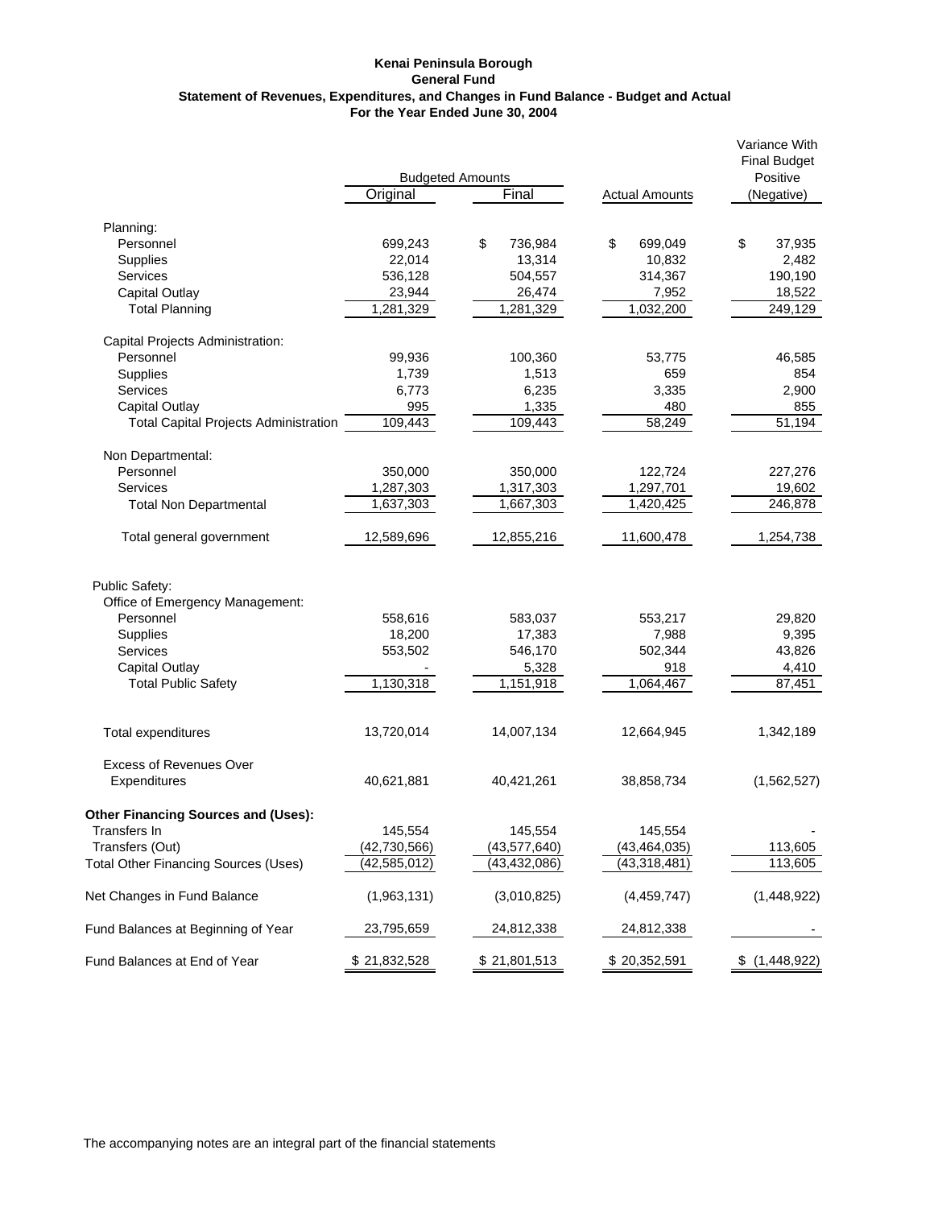**Kenai Peninsula Borough**
**General Fund**
**Statement of Revenues, Expenditures, and Changes in Fund Balance - Budget and Actual**
**For the Year Ended June 30, 2004**

| | Budgeted Amounts | | | Variance With Final Budget Positive |
|---|---|---|---|---|
| | Original | Final | Actual Amounts | (Negative) |
| Planning: | | | | |
| Personnel | 699,243 | $ 736,984 | $ 699,049 | $ 37,935 |
| Supplies | 22,014 | 13,314 | 10,832 | 2,482 |
| Services | 536,128 | 504,557 | 314,367 | 190,190 |
| Capital Outlay | 23,944 | 26,474 | 7,952 | 18,522 |
| Total Planning | 1,281,329 | 1,281,329 | 1,032,200 | 249,129 |
| Capital Projects Administration: | | | | |
| Personnel | 99,936 | 100,360 | 53,775 | 46,585 |
| Supplies | 1,739 | 1,513 | 659 | 854 |
| Services | 6,773 | 6,235 | 3,335 | 2,900 |
| Capital Outlay | 995 | 1,335 | 480 | 855 |
| Total Capital Projects Administration | 109,443 | 109,443 | 58,249 | 51,194 |
| Non Departmental: | | | | |
| Personnel | 350,000 | 350,000 | 122,724 | 227,276 |
| Services | 1,287,303 | 1,317,303 | 1,297,701 | 19,602 |
| Total Non Departmental | 1,637,303 | 1,667,303 | 1,420,425 | 246,878 |
| Total general government | 12,589,696 | 12,855,216 | 11,600,478 | 1,254,738 |
| Public Safety: | | | | |
| Office of Emergency Management: | | | | |
| Personnel | 558,616 | 583,037 | 553,217 | 29,820 |
| Supplies | 18,200 | 17,383 | 7,988 | 9,395 |
| Services | 553,502 | 546,170 | 502,344 | 43,826 |
| Capital Outlay | - | 5,328 | 918 | 4,410 |
| Total Public Safety | 1,130,318 | 1,151,918 | 1,064,467 | 87,451 |
| Total expenditures | 13,720,014 | 14,007,134 | 12,664,945 | 1,342,189 |
| Excess of Revenues Over Expenditures | 40,621,881 | 40,421,261 | 38,858,734 | (1,562,527) |
| **Other Financing Sources and (Uses):** | | | | |
| Transfers In | 145,554 | 145,554 | 145,554 | - |
| Transfers (Out) | (42,730,566) | (43,577,640) | (43,464,035) | 113,605 |
| Total Other Financing Sources (Uses) | (42,585,012) | (43,432,086) | (43,318,481) | 113,605 |
| Net Changes in Fund Balance | (1,963,131) | (3,010,825) | (4,459,747) | (1,448,922) |
| Fund Balances at Beginning of Year | 23,795,659 | 24,812,338 | 24,812,338 | - |
| Fund Balances at End of Year | $ 21,832,528 | $ 21,801,513 | $ 20,352,591 | $ (1,448,922) |

The accompanying notes are an integral part of the financial statements